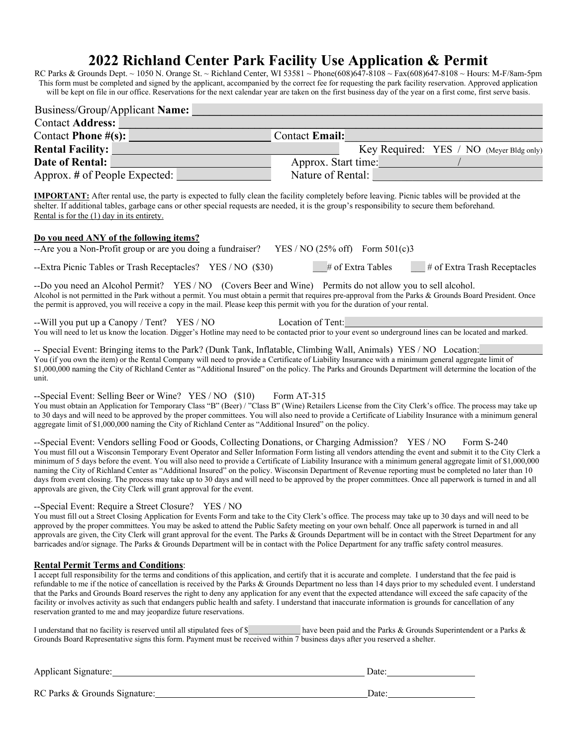# 2022 Richland Center Park Facility Use Application & Permit

RC Parks & Grounds Dept. ~ 1050 N. Orange St. ~ Richland Center, WI 53581 ~ Phone(608)647-8108 ~ Fax(608)647-8108 ~ Hours: M-F/8am-5pm
This form must be completed and signed by the applicant, accompanied by the correct fee for requesting the park facility reservation. Approved application will be kept on file in our office. Reservations for the next calendar year are taken on the first business day of the year on a first come, first serve basis.

Business/Group/Applicant **Name:** ______________________________

Contact **Address:** ______________________________

Contact **Phone #(s):** ______________________ Contact **Email:** ______________________

**Rental Facility:** ______________________ Key Required: YES / NO (Meyer Bldg only)

**Date of Rental:** ______________________ Approx. Start time: __________ / __________

Approx. # of People Expected: __________ Nature of Rental: ______________________

**IMPORTANT:** After rental use, the party is expected to fully clean the facility completely before leaving. Picnic tables will be provided at the shelter. If additional tables, garbage cans or other special requests are needed, it is the group's responsibility to secure them beforehand.
<u>Rental is for the (1) day in its entirety.</u>

**<u>Do you need ANY of the following items?</u>**

--Are you a Non-Profit group or are you doing a fundraiser? YES / NO (25% off) Form 501(c)3

--Extra Picnic Tables or Trash Receptacles? YES / NO ($30) ___# of Extra Tables ___ # of Extra Trash Receptacles

--Do you need an Alcohol Permit? YES / NO (Covers Beer and Wine) Permits do not allow you to sell alcohol.
Alcohol is not permitted in the Park without a permit. You must obtain a permit that requires pre-approval from the Parks & Grounds Board President. Once the permit is approved, you will receive a copy in the mail. Please keep this permit with you for the duration of your rental.

--Will you put up a Canopy / Tent? YES / NO Location of Tent: ______________________
You will need to let us know the location. Digger's Hotline may need to be contacted prior to your event so underground lines can be located and marked.

-- Special Event: Bringing items to the Park? (Dunk Tank, Inflatable, Climbing Wall, Animals) YES / NO Location: __________
You (if you own the item) or the Rental Company will need to provide a Certificate of Liability Insurance with a minimum general aggregate limit of $1,000,000 naming the City of Richland Center as "Additional Insured" on the policy. The Parks and Grounds Department will determine the location of the unit.

--Special Event: Selling Beer or Wine? YES / NO ($10) Form AT-315
You must obtain an Application for Temporary Class "B" (Beer) / "Class B" (Wine) Retailers License from the City Clerk's office. The process may take up to 30 days and will need to be approved by the proper committees. You will also need to provide a Certificate of Liability Insurance with a minimum general aggregate limit of $1,000,000 naming the City of Richland Center as "Additional Insured" on the policy.

--Special Event: Vendors selling Food or Goods, Collecting Donations, or Charging Admission? YES / NO Form S-240
You must fill out a Wisconsin Temporary Event Operator and Seller Information Form listing all vendors attending the event and submit it to the City Clerk a minimum of 5 days before the event. You will also need to provide a Certificate of Liability Insurance with a minimum general aggregate limit of $1,000,000 naming the City of Richland Center as "Additional Insured" on the policy. Wisconsin Department of Revenue reporting must be completed no later than 10 days from event closing. The process may take up to 30 days and will need to be approved by the proper committees. Once all paperwork is turned in and all approvals are given, the City Clerk will grant approval for the event.

--Special Event: Require a Street Closure? YES / NO
You must fill out a Street Closing Application for Events Form and take to the City Clerk's office. The process may take up to 30 days and will need to be approved by the proper committees. You may be asked to attend the Public Safety meeting on your own behalf. Once all paperwork is turned in and all approvals are given, the City Clerk will grant approval for the event. The Parks & Grounds Department will be in contact with the Street Department for any barricades and/or signage. The Parks & Grounds Department will be in contact with the Police Department for any traffic safety control measures.

**<u>Rental Permit Terms and Conditions</u>**:
I accept full responsibility for the terms and conditions of this application, and certify that it is accurate and complete. I understand that the fee paid is refundable to me if the notice of cancellation is received by the Parks & Grounds Department no less than 14 days prior to my scheduled event. I understand that the Parks and Grounds Board reserves the right to deny any application for any event that the expected attendance will exceed the safe capacity of the facility or involves activity as such that endangers public health and safety. I understand that inaccurate information is grounds for cancellation of any reservation granted to me and may jeopardize future reservations.

I understand that no facility is reserved until all stipulated fees of $__________ have been paid and the Parks & Grounds Superintendent or a Parks & Grounds Board Representative signs this form. Payment must be received within 7 business days after you reserved a shelter.

Applicant Signature: ______________________________ Date: __________

RC Parks & Grounds Signature: ______________________________ Date: __________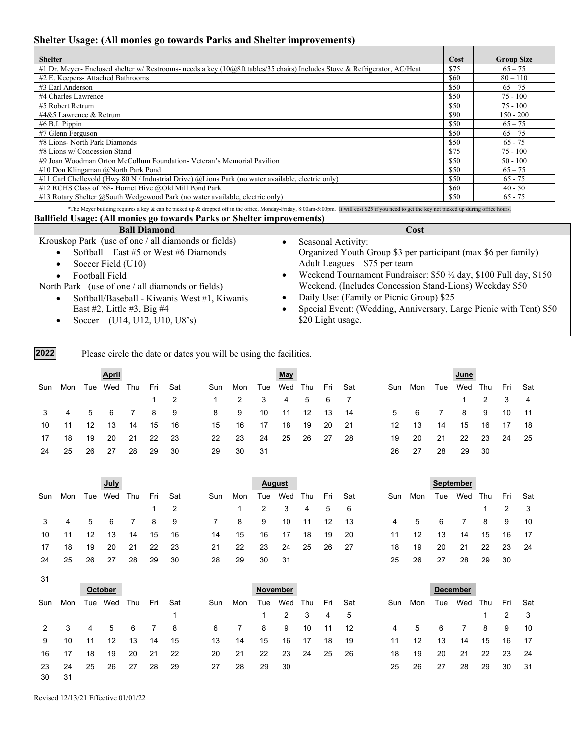## Shelter Usage: (All monies go towards Parks and Shelter improvements)

| Shelter | Cost | Group Size |
|---|---|---|
| #1 Dr. Meyer- Enclosed shelter w/ Restrooms- needs a key (10@8ft tables/35 chairs) Includes Stove & Refrigerator, AC/Heat | $75 | 65 – 75 |
| #2 E. Keepers- Attached Bathrooms | $60 | 80 – 110 |
| #3 Earl Anderson | $50 | 65 – 75 |
| #4 Charles Lawrence | $50 | 75 - 100 |
| #5 Robert Retrum | $50 | 75 - 100 |
| #4&5 Lawrence & Retrum | $90 | 150 - 200 |
| #6 B.I. Pippin | $50 | 65 – 75 |
| #7 Glenn Ferguson | $50 | 65 – 75 |
| #8 Lions- North Park Diamonds | $50 | 65 - 75 |
| #8 Lions w/ Concession Stand | $75 | 75 - 100 |
| #9 Joan Woodman Orton McCollum Foundation- Veteran's Memorial Pavilion | $50 | 50 - 100 |
| #10 Don Klingaman @North Park Pond | $50 | 65 – 75 |
| #11 Carl Chellevold (Hwy 80 N / Industrial Drive) @Lions Park (no water available, electric only) | $50 | 65 - 75 |
| #12 RCHS Class of '68- Hornet Hive @Old Mill Pond Park | $60 | 40 - 50 |
| #13 Rotary Shelter @South Wedgewood Park (no water available, electric only) | $50 | 65 - 75 |

*The Meyer building requires a key & can be picked up & dropped off in the office, Monday-Friday, 8:00am-5:00pm. It will cost $25 if you need to get the key not picked up during office hours.

## Ballfield Usage: (All monies go towards Parks or Shelter improvements)

| Ball Diamond | Cost |
|---|---|
| Krouskop Park (use of one / all diamonds or fields)<br>• Softball – East #5 or West #6 Diamonds<br>• Soccer Field (U10)<br>• Football Field<br>North Park (use of one / all diamonds or fields)<br>• Softball/Baseball - Kiwanis West #1, Kiwanis East #2, Little #3, Big #4<br>• Soccer – (U14, U12, U10, U8's) | • Seasonal Activity:<br>Organized Youth Group $3 per participant (max $6 per family)<br>Adult Leagues – $75 per team<br>• Weekend Tournament Fundraiser: $50 ½ day, $100 Full day, $150 Weekend. (Includes Concession Stand-Lions) Weekday $50<br>• Daily Use: (Family or Picnic Group) $25<br>• Special Event: (Wedding, Anniversary, Large Picnic with Tent) $50 $20 Light usage. |

**2022** Please circle the date or dates you will be using the facilities.

**April**

| Sun | Mon | Tue | Wed | Thu | Fri | Sat |
|---|---|---|---|---|---|---|
| | | | | | 1 | 2 |
| 3 | 4 | 5 | 6 | 7 | 8 | 9 |
| 10 | 11 | 12 | 13 | 14 | 15 | 16 |
| 17 | 18 | 19 | 20 | 21 | 22 | 23 |
| 24 | 25 | 26 | 27 | 28 | 29 | 30 |

**May**

| Sun | Mon | Tue | Wed | Thu | Fri | Sat |
|---|---|---|---|---|---|---|
| 1 | 2 | 3 | 4 | 5 | 6 | 7 |
| 8 | 9 | 10 | 11 | 12 | 13 | 14 |
| 15 | 16 | 17 | 18 | 19 | 20 | 21 |
| 22 | 23 | 24 | 25 | 26 | 27 | 28 |
| 29 | 30 | 31 | | | | |

**June**

| Sun | Mon | Tue | Wed | Thu | Fri | Sat |
|---|---|---|---|---|---|---|
| | | | 1 | 2 | 3 | 4 |
| 5 | 6 | 7 | 8 | 9 | 10 | 11 |
| 12 | 13 | 14 | 15 | 16 | 17 | 18 |
| 19 | 20 | 21 | 22 | 23 | 24 | 25 |
| 26 | 27 | 28 | 29 | 30 | | |

**July**

| Sun | Mon | Tue | Wed | Thu | Fri | Sat |
|---|---|---|---|---|---|---|
| | | | | | 1 | 2 |
| 3 | 4 | 5 | 6 | 7 | 8 | 9 |
| 10 | 11 | 12 | 13 | 14 | 15 | 16 |
| 17 | 18 | 19 | 20 | 21 | 22 | 23 |
| 24 | 25 | 26 | 27 | 28 | 29 | 30 |
| 31 | | | | | | |

**August**

| Sun | Mon | Tue | Wed | Thu | Fri | Sat |
|---|---|---|---|---|---|---|
| | 1 | 2 | 3 | 4 | 5 | 6 |
| 7 | 8 | 9 | 10 | 11 | 12 | 13 |
| 14 | 15 | 16 | 17 | 18 | 19 | 20 |
| 21 | 22 | 23 | 24 | 25 | 26 | 27 |
| 28 | 29 | 30 | 31 | | | |

**September**

| Sun | Mon | Tue | Wed | Thu | Fri | Sat |
|---|---|---|---|---|---|---|
| | | | | 1 | 2 | 3 |
| 4 | 5 | 6 | 7 | 8 | 9 | 10 |
| 11 | 12 | 13 | 14 | 15 | 16 | 17 |
| 18 | 19 | 20 | 21 | 22 | 23 | 24 |
| 25 | 26 | 27 | 28 | 29 | 30 | |

**October**

| Sun | Mon | Tue | Wed | Thu | Fri | Sat |
|---|---|---|---|---|---|---|
| | | | | | | 1 |
| 2 | 3 | 4 | 5 | 6 | 7 | 8 |
| 9 | 10 | 11 | 12 | 13 | 14 | 15 |
| 16 | 17 | 18 | 19 | 20 | 21 | 22 |
| 23 | 24 | 25 | 26 | 27 | 28 | 29 |
| 30 | 31 | | | | | |

**November**

| Sun | Mon | Tue | Wed | Thu | Fri | Sat |
|---|---|---|---|---|---|---|
| | | 1 | 2 | 3 | 4 | 5 |
| 6 | 7 | 8 | 9 | 10 | 11 | 12 |
| 13 | 14 | 15 | 16 | 17 | 18 | 19 |
| 20 | 21 | 22 | 23 | 24 | 25 | 26 |
| 27 | 28 | 29 | 30 | | | |

**December**

| Sun | Mon | Tue | Wed | Thu | Fri | Sat |
|---|---|---|---|---|---|---|
| | | | | 1 | 2 | 3 |
| 4 | 5 | 6 | 7 | 8 | 9 | 10 |
| 11 | 12 | 13 | 14 | 15 | 16 | 17 |
| 18 | 19 | 20 | 21 | 22 | 23 | 24 |
| 25 | 26 | 27 | 28 | 29 | 30 | 31 |

Revised 12/13/21 Effective 01/01/22